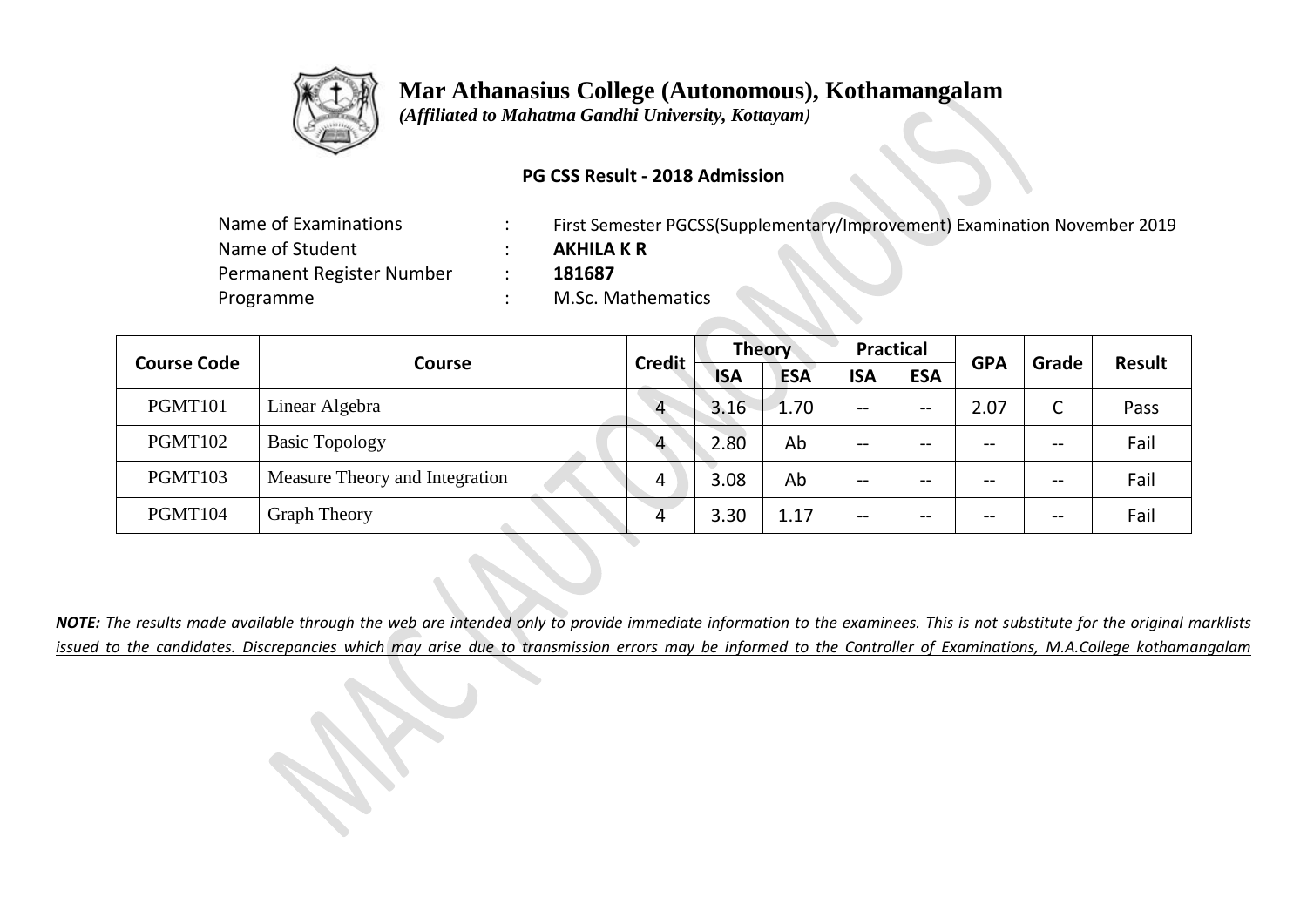# Mar Athanasius College (Autonomous), Kothamangalam

*(Affiliated to Mahatma Gandhi University, Kottayam)*

**PG CSS Result - 2018 Admission**

| | | |
|---|---|---|
| Name of Examinations | : | First Semester PGCSS(Supplementary/Improvement) Examination November 2019 |
| Name of Student | : | **AKHILA K R** |
| Permanent Register Number | : | **181687** |
| Programme | : | M.Sc. Mathematics |

| Course Code | Course | Credit | Theory | | Practical | | GPA | Grade | Result |
|---|---|---|---|---|---|---|---|---|---|
| | | | ISA | ESA | ISA | ESA | | | |
| PGMT101 | Linear Algebra | 4 | 3.16 | 1.70 | -- | -- | 2.07 | C | Pass |
| PGMT102 | Basic Topology | 4 | 2.80 | Ab | -- | -- | -- | -- | Fail |
| PGMT103 | Measure Theory and Integration | 4 | 3.08 | Ab | -- | -- | -- | -- | Fail |
| PGMT104 | Graph Theory | 4 | 3.30 | 1.17 | -- | -- | -- | -- | Fail |

***NOTE:** The results made available through the web are intended only to provide immediate information to the examinees. This is not substitute for the original marklists issued to the candidates. Discrepancies which may arise due to transmission errors may be informed to the Controller of Examinations, M.A.College kothamangalam*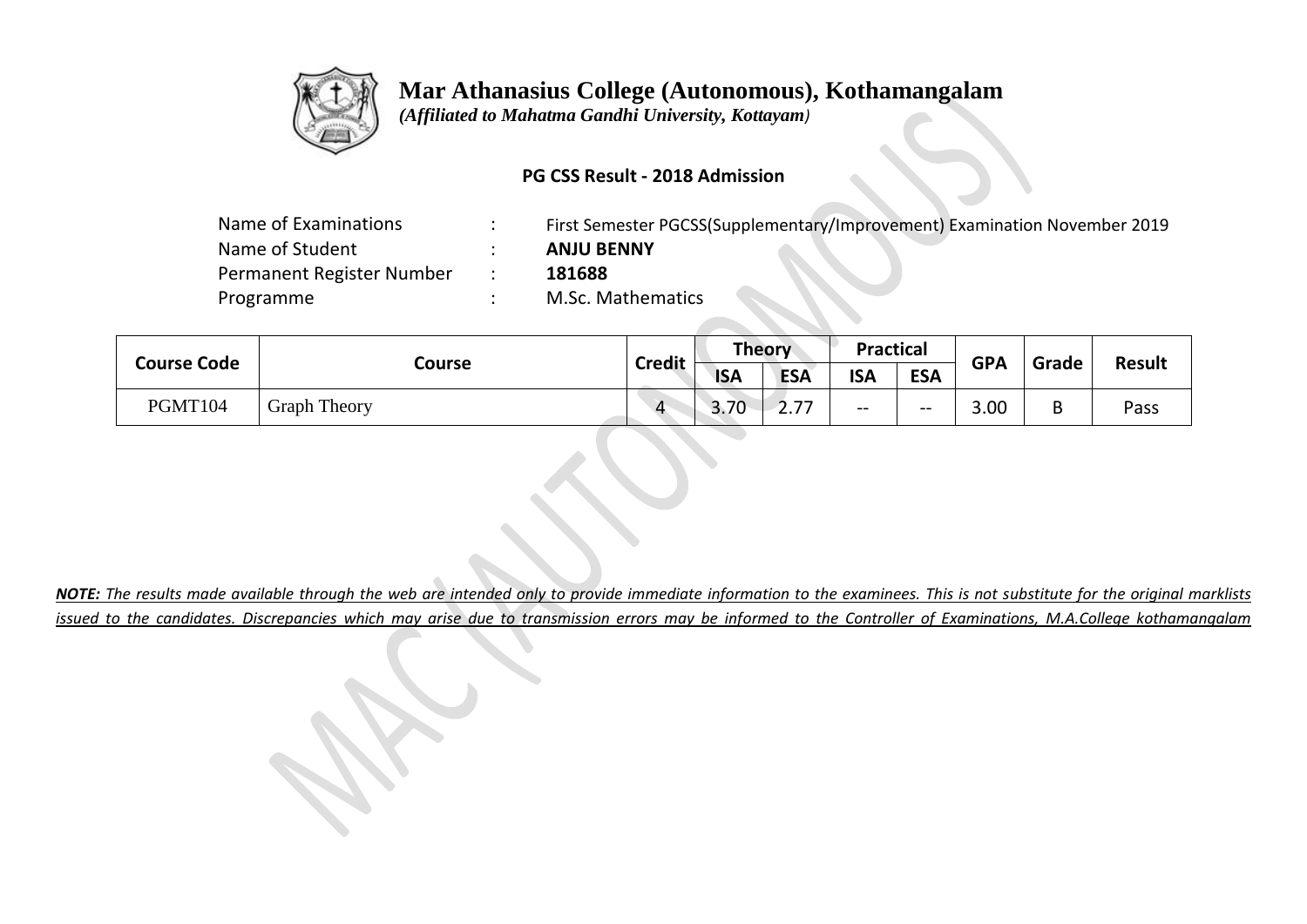# Mar Athanasius College (Autonomous), Kothamangalam

*(Affiliated to Mahatma Gandhi University, Kottayam)*

**PG CSS Result - 2018 Admission**

| | | |
|---|---|---|
| Name of Examinations | : | First Semester PGCSS(Supplementary/Improvement) Examination November 2019 |
| Name of Student | : | **ANJU BENNY** |
| Permanent Register Number | : | **181688** |
| Programme | : | M.Sc. Mathematics |

| Course Code | Course | Credit | Theory | | Practical | | GPA | Grade | Result |
|---|---|---|---|---|---|---|---|---|---|
| | | | ISA | ESA | ISA | ESA | | | |
| PGMT104 | Graph Theory | 4 | 3.70 | 2.77 | -- | -- | 3.00 | B | Pass |

***NOTE:** The results made available through the web are intended only to provide immediate information to the examinees. This is not substitute for the original marklists issued to the candidates. Discrepancies which may arise due to transmission errors may be informed to the Controller of Examinations, M.A.College kothamangalam*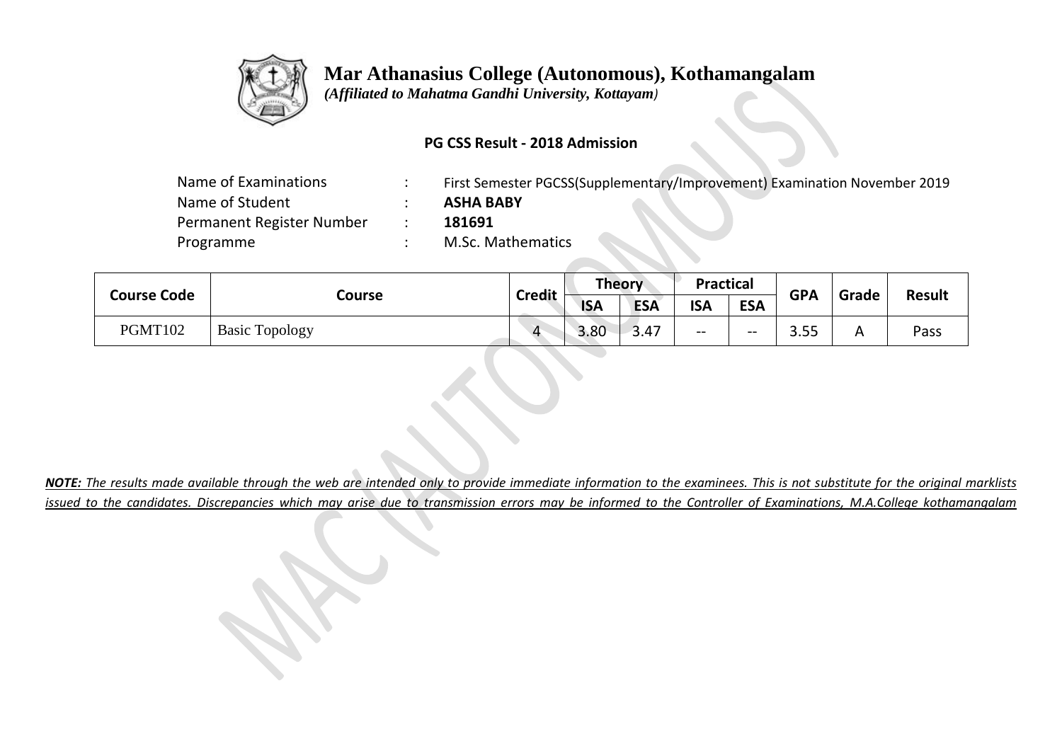# Mar Athanasius College (Autonomous), Kothamangalam

*(Affiliated to Mahatma Gandhi University, Kottayam)*

**PG CSS Result - 2018 Admission**

| | | |
|---|---|---|
| Name of Examinations | : | First Semester PGCSS(Supplementary/Improvement) Examination November 2019 |
| Name of Student | : | **ASHA BABY** |
| Permanent Register Number | : | **181691** |
| Programme | : | M.Sc. Mathematics |

| Course Code | Course | Credit | Theory | | Practical | | GPA | Grade | Result |
|---|---|---|---|---|---|---|---|---|---|
| | | | ISA | ESA | ISA | ESA | | | |
| PGMT102 | Basic Topology | 4 | 3.80 | 3.47 | -- | -- | 3.55 | A | Pass |

***NOTE:*** *The results made available through the web are intended only to provide immediate information to the examinees. This is not substitute for the original marklists issued to the candidates. Discrepancies which may arise due to transmission errors may be informed to the Controller of Examinations, M.A.College kothamangalam*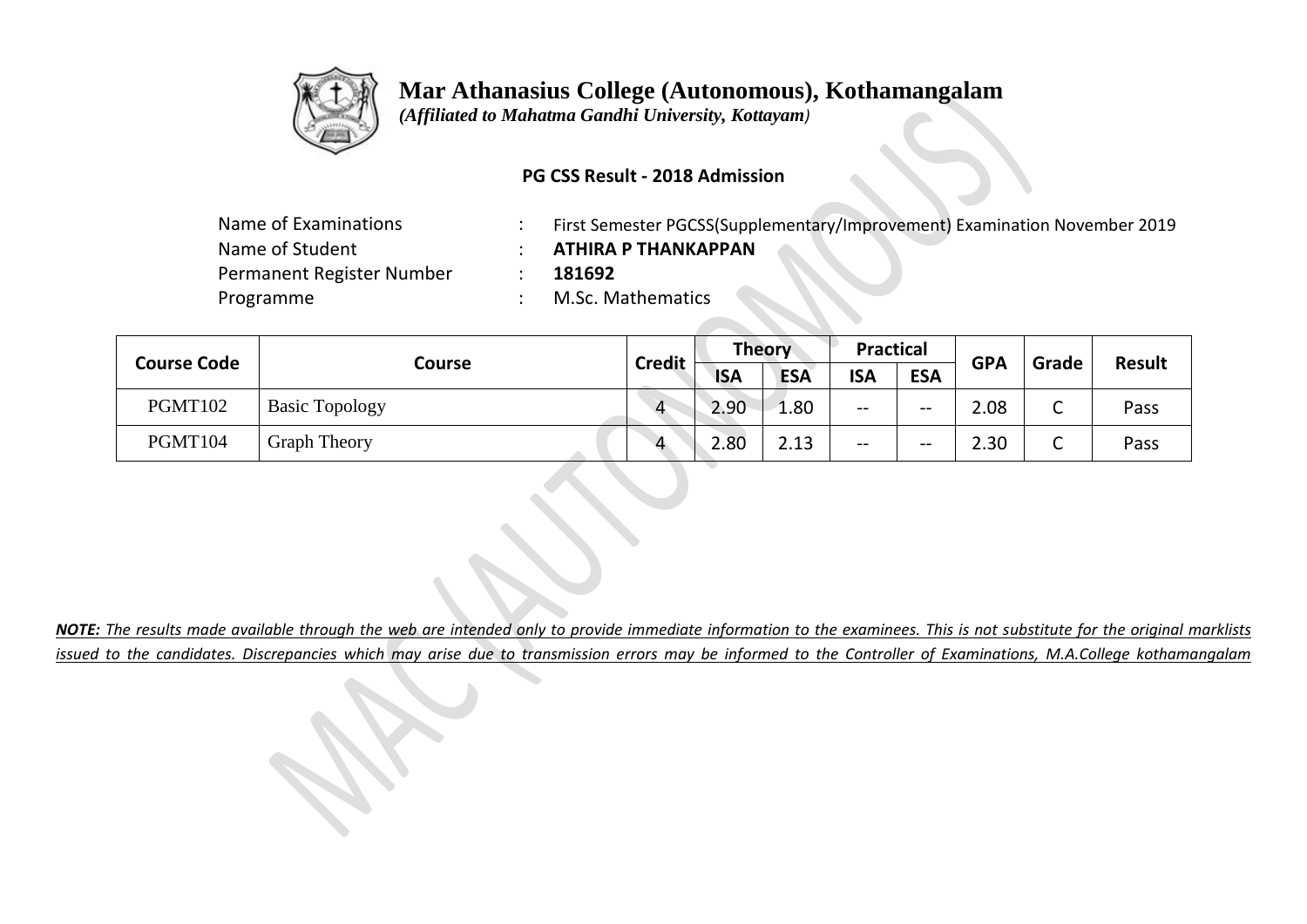# Mar Athanasius College (Autonomous), Kothamangalam

*(Affiliated to Mahatma Gandhi University, Kottayam)*

**PG CSS Result - 2018 Admission**

| | | |
|---|---|---|
| Name of Examinations | : | First Semester PGCSS(Supplementary/Improvement) Examination November 2019 |
| Name of Student | : | **ATHIRA P THANKAPPAN** |
| Permanent Register Number | : | **181692** |
| Programme | : | M.Sc. Mathematics |

| Course Code | Course | Credit | Theory | | Practical | | GPA | Grade | Result |
|---|---|---|---|---|---|---|---|---|---|
| | | | ISA | ESA | ISA | ESA | | | |
| PGMT102 | Basic Topology | 4 | 2.90 | 1.80 | -- | -- | 2.08 | C | Pass |
| PGMT104 | Graph Theory | 4 | 2.80 | 2.13 | -- | -- | 2.30 | C | Pass |

***NOTE:*** *The results made available through the web are intended only to provide immediate information to the examinees. This is not substitute for the original marklists issued to the candidates. Discrepancies which may arise due to transmission errors may be informed to the Controller of Examinations, M.A.College kothamangalam*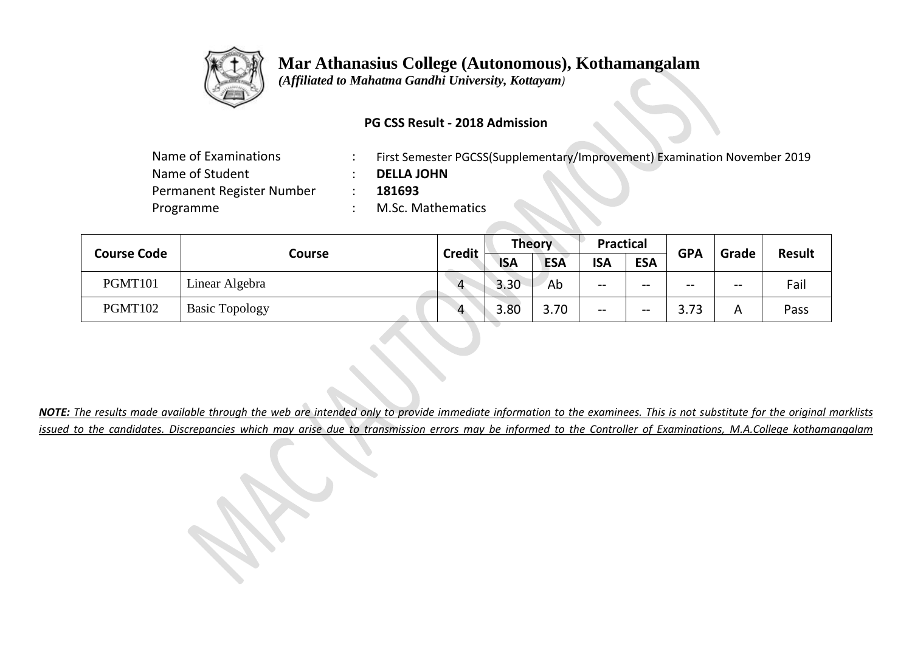# Mar Athanasius College (Autonomous), Kothamangalam

*(Affiliated to Mahatma Gandhi University, Kottayam)*

**PG CSS Result - 2018 Admission**

| | | |
|---|---|---|
| Name of Examinations | : | First Semester PGCSS(Supplementary/Improvement) Examination November 2019 |
| Name of Student | : | **DELLA JOHN** |
| Permanent Register Number | : | **181693** |
| Programme | : | M.Sc. Mathematics |

| Course Code | Course | Credit | Theory | | Practical | | GPA | Grade | Result |
|---|---|---|---|---|---|---|---|---|---|
| | | | ISA | ESA | ISA | ESA | | | |
| PGMT101 | Linear Algebra | 4 | 3.30 | Ab | -- | -- | -- | -- | Fail |
| PGMT102 | Basic Topology | 4 | 3.80 | 3.70 | -- | -- | 3.73 | A | Pass |

***NOTE:** The results made available through the web are intended only to provide immediate information to the examinees. This is not substitute for the original marklists issued to the candidates. Discrepancies which may arise due to transmission errors may be informed to the Controller of Examinations, M.A.College kothamangalam*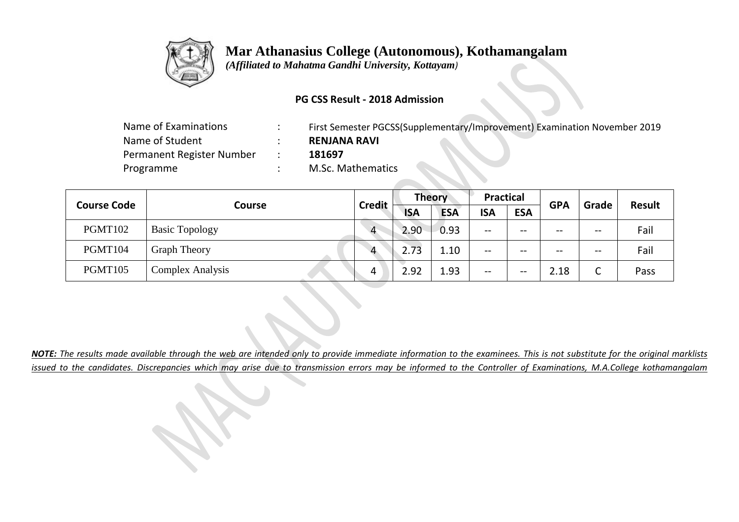# Mar Athanasius College (Autonomous), Kothamangalam

*(Affiliated to Mahatma Gandhi University, Kottayam)*

**PG CSS Result - 2018 Admission**

| | | |
|---|---|---|
| Name of Examinations | : | First Semester PGCSS(Supplementary/Improvement) Examination November 2019 |
| Name of Student | : | **RENJANA RAVI** |
| Permanent Register Number | : | **181697** |
| Programme | : | M.Sc. Mathematics |

| Course Code | Course | Credit | Theory | | Practical | | GPA | Grade | Result |
|---|---|---|---|---|---|---|---|---|---|
| | | | ISA | ESA | ISA | ESA | | | |
| PGMT102 | Basic Topology | 4 | 2.90 | 0.93 | -- | -- | -- | -- | Fail |
| PGMT104 | Graph Theory | 4 | 2.73 | 1.10 | -- | -- | -- | -- | Fail |
| PGMT105 | Complex Analysis | 4 | 2.92 | 1.93 | -- | -- | 2.18 | C | Pass |

***NOTE:** The results made available through the web are intended only to provide immediate information to the examinees. This is not substitute for the original marklists issued to the candidates. Discrepancies which may arise due to transmission errors may be informed to the Controller of Examinations, M.A.College kothamangalam*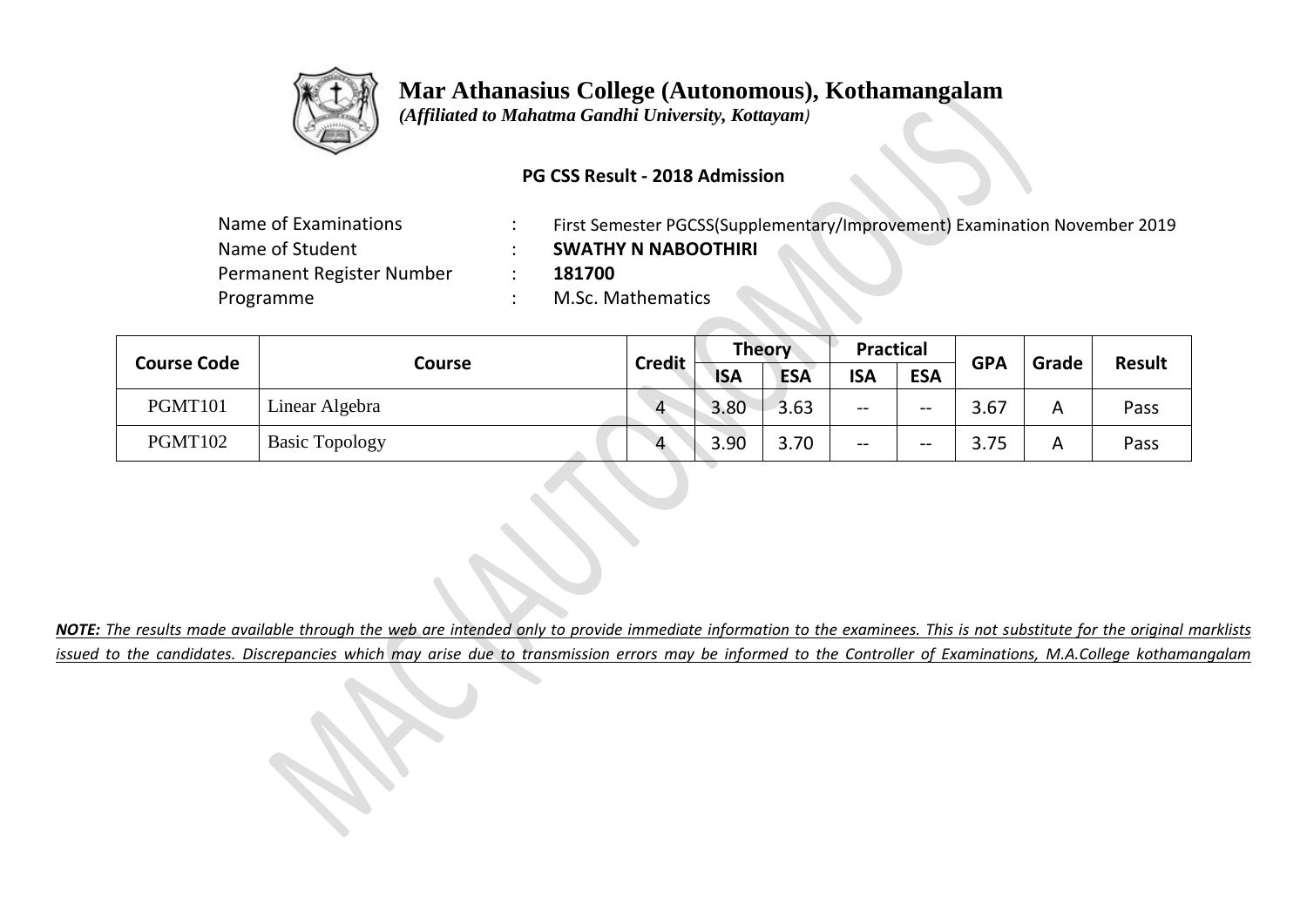# Mar Athanasius College (Autonomous), Kothamangalam

*(Affiliated to Mahatma Gandhi University, Kottayam)*

**PG CSS Result - 2018 Admission**

| | | |
|---|---|---|
| Name of Examinations | : | First Semester PGCSS(Supplementary/Improvement) Examination November 2019 |
| Name of Student | : | **SWATHY N NABOOTHIRI** |
| Permanent Register Number | : | **181700** |
| Programme | : | M.Sc. Mathematics |

| Course Code | Course | Credit | Theory | | Practical | | GPA | Grade | Result |
|---|---|---|---|---|---|---|---|---|---|
| | | | ISA | ESA | ISA | ESA | | | |
| PGMT101 | Linear Algebra | 4 | 3.80 | 3.63 | -- | -- | 3.67 | A | Pass |
| PGMT102 | Basic Topology | 4 | 3.90 | 3.70 | -- | -- | 3.75 | A | Pass |

***NOTE:*** *The results made available through the web are intended only to provide immediate information to the examinees. This is not substitute for the original marklists issued to the candidates. Discrepancies which may arise due to transmission errors may be informed to the Controller of Examinations, M.A.College kothamangalam*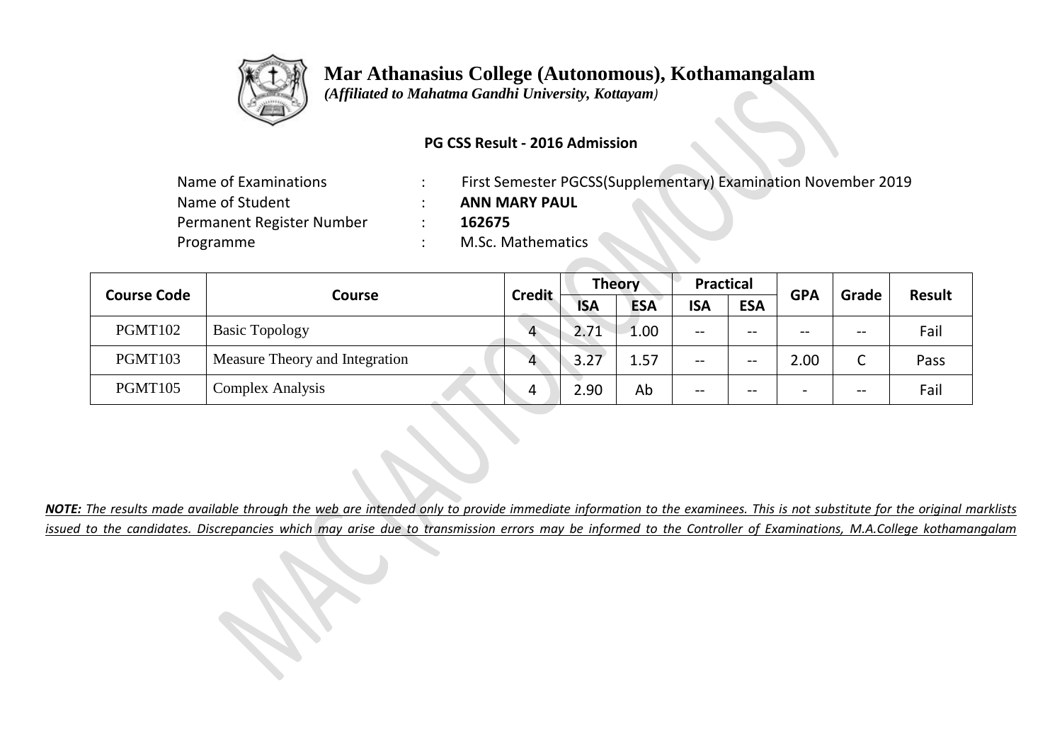# Mar Athanasius College (Autonomous), Kothamangalam

*(Affiliated to Mahatma Gandhi University, Kottayam)*

**PG CSS Result - 2016 Admission**

| | | |
|---|---|---|
| Name of Examinations | : | First Semester PGCSS(Supplementary) Examination November 2019 |
| Name of Student | : | **ANN MARY PAUL** |
| Permanent Register Number | : | **162675** |
| Programme | : | M.Sc. Mathematics |

| Course Code | Course | Credit | Theory | | Practical | | GPA | Grade | Result |
|---|---|---|---|---|---|---|---|---|---|
| | | | ISA | ESA | ISA | ESA | | | |
| PGMT102 | Basic Topology | 4 | 2.71 | 1.00 | -- | -- | -- | -- | Fail |
| PGMT103 | Measure Theory and Integration | 4 | 3.27 | 1.57 | -- | -- | 2.00 | C | Pass |
| PGMT105 | Complex Analysis | 4 | 2.90 | Ab | -- | -- | - | -- | Fail |

***NOTE:*** *The results made available through the web are intended only to provide immediate information to the examinees. This is not substitute for the original marklists issued to the candidates. Discrepancies which may arise due to transmission errors may be informed to the Controller of Examinations, M.A.College kothamangalam*